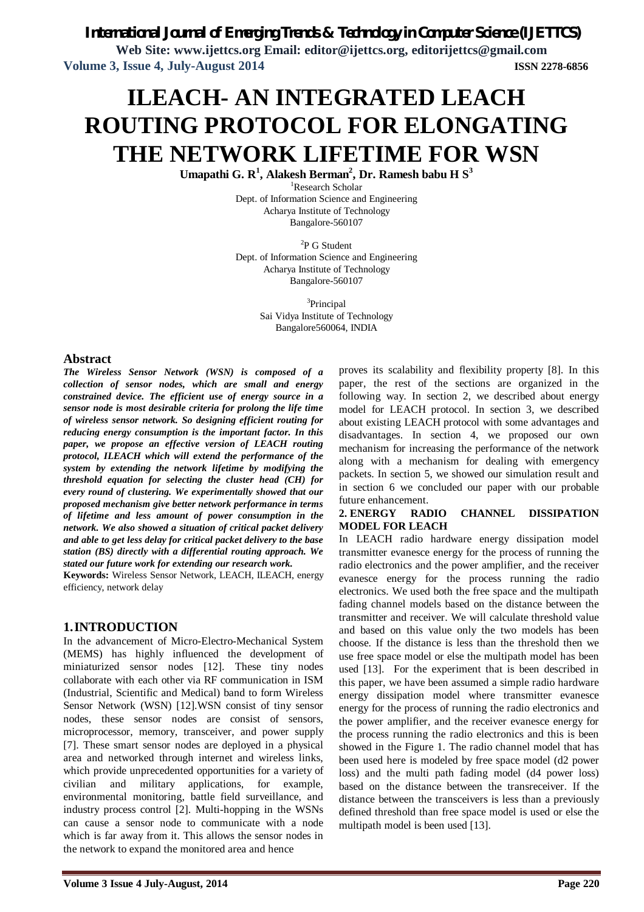# ILEACH- AN INTEGRATED LEACH ROUTING PROTOCOL FOR ELONGATING THE NETWORK LIFETIME FOR WSN

**Umapathi G. R[1], Alakesh Berman[2], Dr. Ramesh babu H S[3]**

[1]Research Scholar
Dept. of Information Science and Engineering
Acharya Institute of Technology
Bangalore-560107

[2]P G Student
Dept. of Information Science and Engineering
Acharya Institute of Technology
Bangalore-560107

[3]Principal
Sai Vidya Institute of Technology
Bangalore560064, INDIA

## Abstract

***The Wireless Sensor Network (WSN) is composed of a collection of sensor nodes, which are small and energy constrained device. The efficient use of energy source in a sensor node is most desirable criteria for prolong the life time of wireless sensor network. So designing efficient routing for reducing energy consumption is the important factor. In this paper, we propose an effective version of LEACH routing protocol, ILEACH which will extend the performance of the system by extending the network lifetime by modifying the threshold equation for selecting the cluster head (CH) for every round of clustering. We experimentally showed that our proposed mechanism give better network performance in terms of lifetime and less amount of power consumption in the network. We also showed a situation of critical packet delivery and able to get less delay for critical packet delivery to the base station (BS) directly with a differential routing approach. We stated our future work for extending our research work.***

**Keywords:** Wireless Sensor Network, LEACH, ILEACH, energy efficiency, network delay

## 1. INTRODUCTION

In the advancement of Micro-Electro-Mechanical System (MEMS) has highly influenced the development of miniaturized sensor nodes [12]. These tiny nodes collaborate with each other via RF communication in ISM (Industrial, Scientific and Medical) band to form Wireless Sensor Network (WSN) [12].WSN consist of tiny sensor nodes, these sensor nodes are consist of sensors, microprocessor, memory, transceiver, and power supply [7]. These smart sensor nodes are deployed in a physical area and networked through internet and wireless links, which provide unprecedented opportunities for a variety of civilian and military applications, for example, environmental monitoring, battle field surveillance, and industry process control [2]. Multi-hopping in the WSNs can cause a sensor node to communicate with a node which is far away from it. This allows the sensor nodes in the network to expand the monitored area and hence proves its scalability and flexibility property [8]. In this paper, the rest of the sections are organized in the following way. In section 2, we described about energy model for LEACH protocol. In section 3, we described about existing LEACH protocol with some advantages and disadvantages. In section 4, we proposed our own mechanism for increasing the performance of the network along with a mechanism for dealing with emergency packets. In section 5, we showed our simulation result and in section 6 we concluded our paper with our probable future enhancement.

## 2. ENERGY RADIO CHANNEL DISSIPATION MODEL FOR LEACH

In LEACH radio hardware energy dissipation model transmitter evanesce energy for the process of running the radio electronics and the power amplifier, and the receiver evanesce energy for the process running the radio electronics. We used both the free space and the multipath fading channel models based on the distance between the transmitter and receiver. We will calculate threshold value and based on this value only the two models has been choose. If the distance is less than the threshold then we use free space model or else the multipath model has been used [13]. For the experiment that is been described in this paper, we have been assumed a simple radio hardware energy dissipation model where transmitter evanesce energy for the process of running the radio electronics and the power amplifier, and the receiver evanesce energy for the process running the radio electronics and this is been showed in the Figure 1. The radio channel model that has been used here is modeled by free space model (d2 power loss) and the multi path fading model (d4 power loss) based on the distance between the transreceiver. If the distance between the transceivers is less than a previously defined threshold than free space model is used or else the multipath model is been used [13].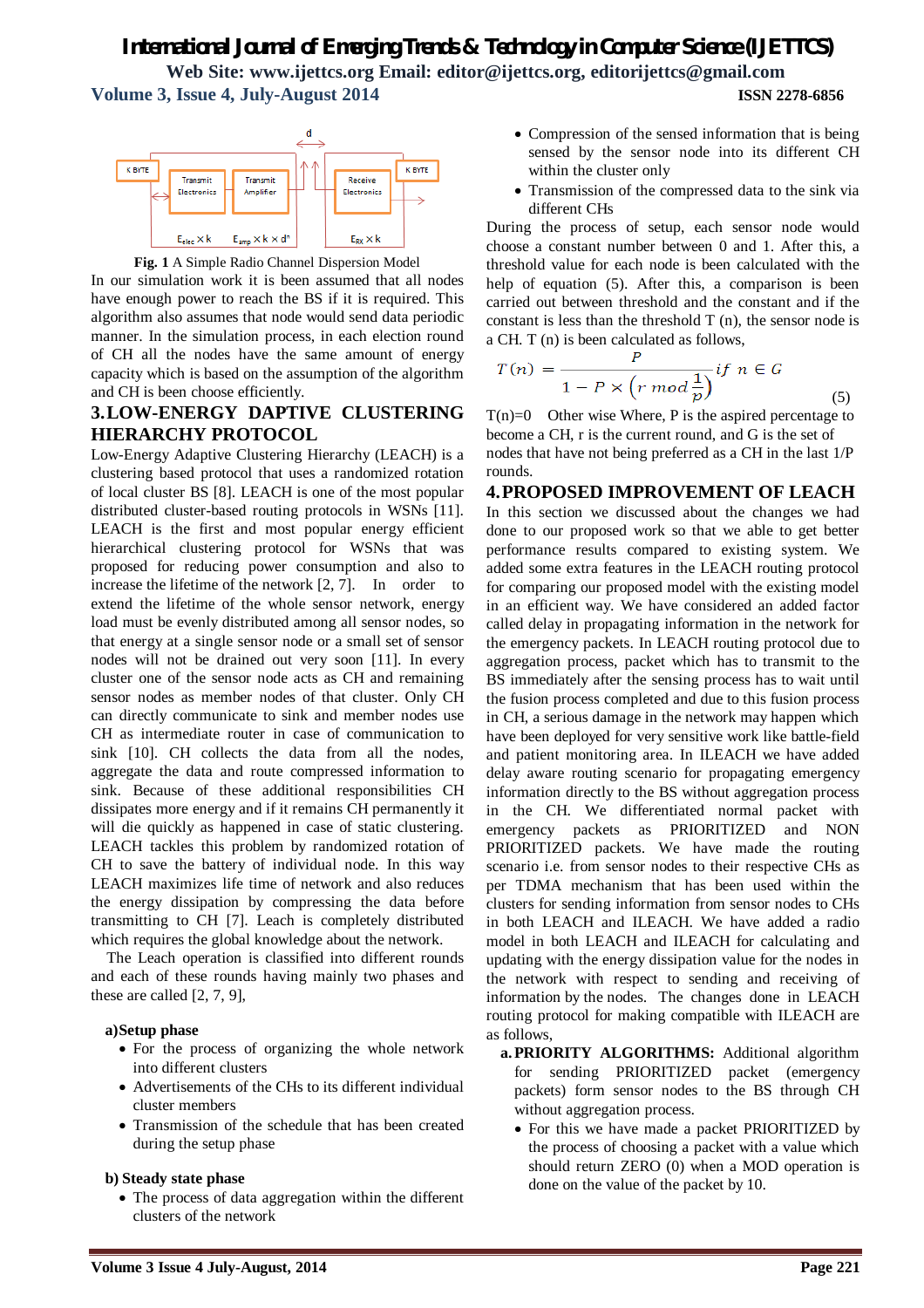**Fig. 1** A Simple Radio Channel Dispersion Model

In our simulation work it is been assumed that all nodes have enough power to reach the BS if it is required. This algorithm also assumes that node would send data periodic manner. In the simulation process, in each election round of CH all the nodes have the same amount of energy capacity which is based on the assumption of the algorithm and CH is been choose efficiently.

## 3. LOW-ENERGY DAPTIVE CLUSTERING HIERARCHY PROTOCOL

Low-Energy Adaptive Clustering Hierarchy (LEACH) is a clustering based protocol that uses a randomized rotation of local cluster BS [8]. LEACH is one of the most popular distributed cluster-based routing protocols in WSNs [11]. LEACH is the first and most popular energy efficient hierarchical clustering protocol for WSNs that was proposed for reducing power consumption and also to increase the lifetime of the network [2, 7]. In order to extend the lifetime of the whole sensor network, energy load must be evenly distributed among all sensor nodes, so that energy at a single sensor node or a small set of sensor nodes will not be drained out very soon [11]. In every cluster one of the sensor node acts as CH and remaining sensor nodes as member nodes of that cluster. Only CH can directly communicate to sink and member nodes use CH as intermediate router in case of communication to sink [10]. CH collects the data from all the nodes, aggregate the data and route compressed information to sink. Because of these additional responsibilities CH dissipates more energy and if it remains CH permanently it will die quickly as happened in case of static clustering. LEACH tackles this problem by randomized rotation of CH to save the battery of individual node. In this way LEACH maximizes life time of network and also reduces the energy dissipation by compressing the data before transmitting to CH [7]. Leach is completely distributed which requires the global knowledge about the network.

The Leach operation is classified into different rounds and each of these rounds having mainly two phases and these are called [2, 7, 9],

**a) Setup phase**

- For the process of organizing the whole network into different clusters
- Advertisements of the CHs to its different individual cluster members
- Transmission of the schedule that has been created during the setup phase

**b) Steady state phase**

- The process of data aggregation within the different clusters of the network
- Compression of the sensed information that is being sensed by the sensor node into its different CH within the cluster only
- Transmission of the compressed data to the sink via different CHs

During the process of setup, each sensor node would choose a constant number between 0 and 1. After this, a threshold value for each node is been calculated with the help of equation (5). After this, a comparison is been carried out between threshold and the constant and if the constant is less than the threshold T (n), the sensor node is a CH. T (n) is been calculated as follows,

$$T(n) = \frac{P}{1 - P \times \left(r \bmod \frac{1}{p}\right)} \quad if\ n \in G \tag{5}$$

T(n)=0 Other wise Where, P is the aspired percentage to become a CH, r is the current round, and G is the set of nodes that have not being preferred as a CH in the last 1/P rounds.

## 4. PROPOSED IMPROVEMENT OF LEACH

In this section we discussed about the changes we had done to our proposed work so that we able to get better performance results compared to existing system. We added some extra features in the LEACH routing protocol for comparing our proposed model with the existing model in an efficient way. We have considered an added factor called delay in propagating information in the network for the emergency packets. In LEACH routing protocol due to aggregation process, packet which has to transmit to the BS immediately after the sensing process has to wait until the fusion process completed and due to this fusion process in CH, a serious damage in the network may happen which have been deployed for very sensitive work like battle-field and patient monitoring area. In ILEACH we have added delay aware routing scenario for propagating emergency information directly to the BS without aggregation process in the CH. We differentiated normal packet with emergency packets as PRIORITIZED and NON PRIORITIZED packets. We have made the routing scenario i.e. from sensor nodes to their respective CHs as per TDMA mechanism that has been used within the clusters for sending information from sensor nodes to CHs in both LEACH and ILEACH. We have added a radio model in both LEACH and ILEACH for calculating and updating with the energy dissipation value for the nodes in the network with respect to sending and receiving of information by the nodes. The changes done in LEACH routing protocol for making compatible with ILEACH are as follows,

a. **PRIORITY ALGORITHMS:** Additional algorithm for sending PRIORITIZED packet (emergency packets) form sensor nodes to the BS through CH without aggregation process.

- For this we have made a packet PRIORITIZED by the process of choosing a packet with a value which should return ZERO (0) when a MOD operation is done on the value of the packet by 10.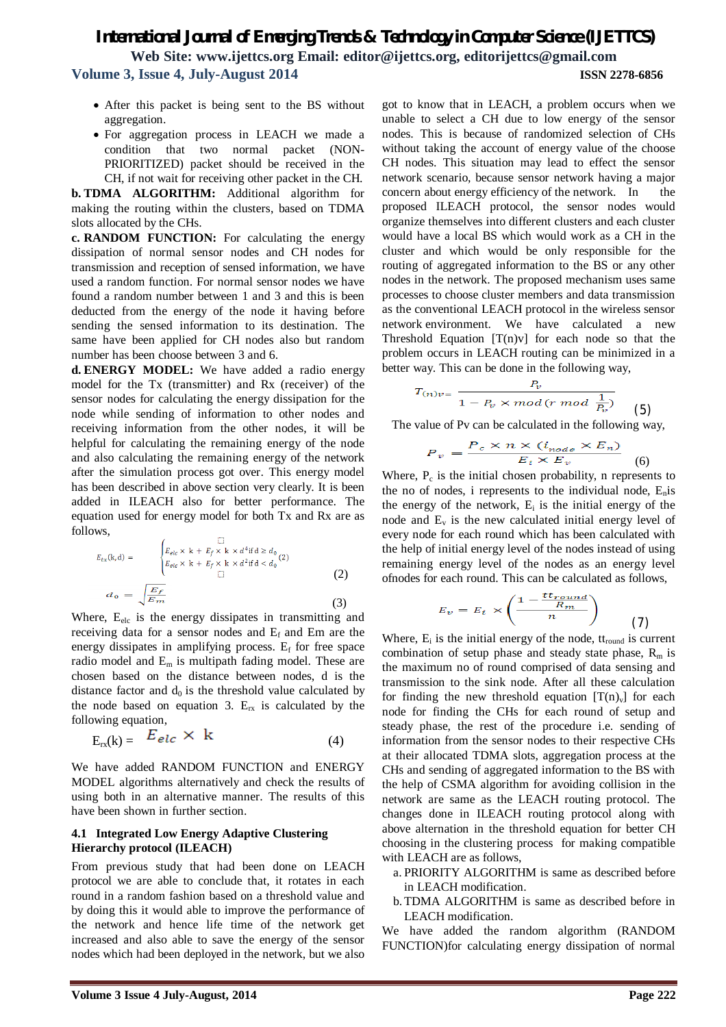- After this packet is being sent to the BS without aggregation.
- For aggregation process in LEACH we made a condition that two normal packet (NON-PRIORITIZED) packet should be received in the CH, if not wait for receiving other packet in the CH.

**b. TDMA ALGORITHM:** Additional algorithm for making the routing within the clusters, based on TDMA slots allocated by the CHs.

**c. RANDOM FUNCTION:** For calculating the energy dissipation of normal sensor nodes and CH nodes for transmission and reception of sensed information, we have used a random function. For normal sensor nodes we have found a random number between 1 and 3 and this is been deducted from the energy of the node it having before sending the sensed information to its destination. The same have been applied for CH nodes also but random number has been choose between 3 and 6.

**d. ENERGY MODEL:** We have added a radio energy model for the Tx (transmitter) and Rx (receiver) of the sensor nodes for calculating the energy dissipation for the node while sending of information to other nodes and receiving information from the other nodes, it will be helpful for calculating the remaining energy of the node and also calculating the remaining energy of the network after the simulation process got over. This energy model has been described in above section very clearly. It is been added in ILEACH also for better performance. The equation used for energy model for both Tx and Rx are as follows,

$$E_{tx}(k,d) = \begin{cases} E_{elc} \times k + E_f \times k \times d^4 \text{ if } d \geq d_0 \\ E_{elc} \times k + E_f \times k \times d^2 \text{ if } d < d_0 \end{cases} \quad (2)$$

$$d_o = \sqrt{\frac{E_f}{E_m}} \quad (3)$$

Where, $E_{elc}$ is the energy dissipates in transmitting and receiving data for a sensor nodes and $E_f$ and Em are the energy dissipates in amplifying process. $E_f$ for free space radio model and $E_m$ is multipath fading model. These are chosen based on the distance between nodes, d is the distance factor and $d_0$ is the threshold value calculated by the node based on equation 3. $E_{rx}$ is calculated by the following equation,

$$E_{rx}(k) = E_{elc} \times k \quad (4)$$

We have added RANDOM FUNCTION and ENERGY MODEL algorithms alternatively and check the results of using both in an alternative manner. The results of this have been shown in further section.

### 4.1 Integrated Low Energy Adaptive Clustering Hierarchy protocol (ILEACH)

From previous study that had been done on LEACH protocol we are able to conclude that, it rotates in each round in a random fashion based on a threshold value and by doing this it would able to improve the performance of the network and hence life time of the network get increased and also able to save the energy of the sensor nodes which had been deployed in the network, but we also got to know that in LEACH, a problem occurs when we unable to select a CH due to low energy of the sensor nodes. This is because of randomized selection of CHs without taking the account of energy value of the choose CH nodes. This situation may lead to effect the sensor network scenario, because sensor network having a major concern about energy efficiency of the network. In the proposed ILEACH protocol, the sensor nodes would organize themselves into different clusters and each cluster would have a local BS which would work as a CH in the cluster and which would be only responsible for the routing of aggregated information to the BS or any other nodes in the network. The proposed mechanism uses same processes to choose cluster members and data transmission as the conventional LEACH protocol in the wireless sensor network environment. We have calculated a new Threshold Equation [T(n)v] for each node so that the problem occurs in LEACH routing can be minimized in a better way. This can be done in the following way,

$$T_{(n)v} = \frac{P_v}{1 - P_v \times mod\,(r \bmod \frac{1}{P_v})} \quad (5)$$

The value of Pv can be calculated in the following way,

$$P_v = \frac{P_c \times n \times (i_{node} \times E_n)}{E_i \times E_v} \quad (6)$$

Where, $P_c$ is the initial chosen probability, n represents to the no of nodes, i represents to the individual node, $E_n$is the energy of the network, $E_i$ is the initial energy of the node and $E_v$ is the new calculated initial energy level of every node for each round which has been calculated with the help of initial energy level of the nodes instead of using remaining energy level of nodes as an energy level ofnodes for each round. This can be calculated as follows,

$$E_v = E_i \times \left( \frac{1 - \frac{tt_{round}}{R_m}}{n} \right) \quad (7)$$

Where, $E_i$ is the initial energy of the node, $tt_{round}$ is current combination of setup phase and steady state phase, $R_m$ is the maximum no of round comprised of data sensing and transmission to the sink node. After all these calculation for finding the new threshold equation $[T(n)_v]$ for each node for finding the CHs for each round of setup and steady phase, the rest of the procedure i.e. sending of information from the sensor nodes to their respective CHs at their allocated TDMA slots, aggregation process at the CHs and sending of aggregated information to the BS with the help of CSMA algorithm for avoiding collision in the network are same as the LEACH routing protocol. The changes done in ILEACH routing protocol along with above alternation in the threshold equation for better CH choosing in the clustering process for making compatible with LEACH are as follows,

a. PRIORITY ALGORITHM is same as described before in LEACH modification.
b. TDMA ALGORITHM is same as described before in LEACH modification.

We have added the random algorithm (RANDOM FUNCTION)for calculating energy dissipation of normal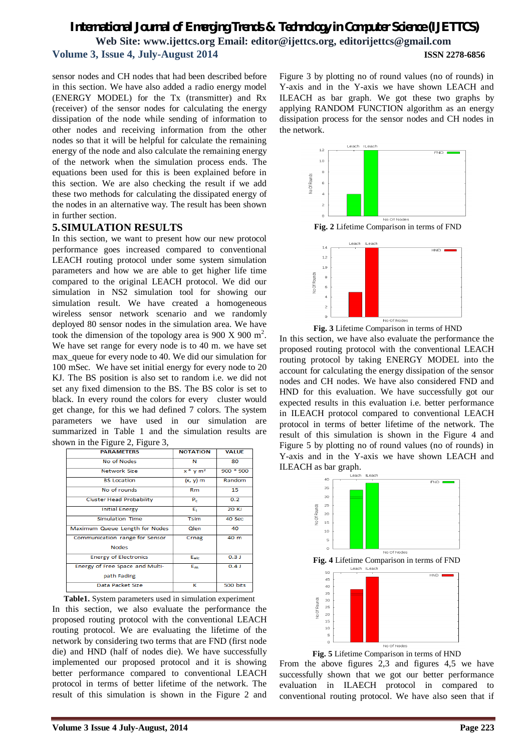sensor nodes and CH nodes that had been described before in this section. We have also added a radio energy model (ENERGY MODEL) for the Tx (transmitter) and Rx (receiver) of the sensor nodes for calculating the energy dissipation of the node while sending of information to other nodes and receiving information from the other nodes so that it will be helpful for calculate the remaining energy of the node and also calculate the remaining energy of the network when the simulation process ends. The equations been used for this is been explained before in this section. We are also checking the result if we add these two methods for calculating the dissipated energy of the nodes in an alternative way. The result has been shown in further section.

## 5. SIMULATION RESULTS

In this section, we want to present how our new protocol performance goes increased compared to conventional LEACH routing protocol under some system simulation parameters and how we are able to get higher life time compared to the original LEACH protocol. We did our simulation in NS2 simulation tool for showing our simulation result. We have created a homogeneous wireless sensor network scenario and we randomly deployed 80 sensor nodes in the simulation area. We have took the dimension of the topology area is 900 X 900 $m^2$. We have set range for every node is to 40 m. we have set max_queue for every node to 40. We did our simulation for 100 mSec. We have set initial energy for every node to 20 KJ. The BS position is also set to random i.e. we did not set any fixed dimension to the BS. The BS color is set to black. In every round the colors for every cluster would get change, for this we had defined 7 colors. The system parameters we have used in our simulation are summarized in Table 1 and the simulation results are shown in the Figure 2, Figure 3,

| PARAMETERS | NOTATION | VALUE |
|---|---|---|
| No of Nodes | N | 80 |
| Network Size | x * y $m^2$ | 900 * 900 |
| BS Location | (x, y) m | Random |
| No of rounds | Rm | 15 |
| Cluster Head Probability | $P_c$ | 0.2 |
| Initial Energy | $E_i$ | 20 KJ |
| Simulation Time | Tsim | 40 Sec |
| Maximum Queue Length for Nodes | Qlen | 40 |
| Communication range for Sensor Nodes | Crnag | 40 m |
| Energy of Electronics | $E_{elc}$ | 0.3 J |
| Energy of Free Space and Multi-path Fading | $E_m$ | 0.4 J |
| Data Packet Size | K | 500 bits |

**Table1.** System parameters used in simulation experiment

In this section, we also evaluate the performance the proposed routing protocol with the conventional LEACH routing protocol. We are evaluating the lifetime of the network by considering two terms that are FND (first node die) and HND (half of nodes die). We have successfully implemented our proposed protocol and it is showing better performance compared to conventional LEACH protocol in terms of better lifetime of the network. The result of this simulation is shown in the Figure 2 and Figure 3 by plotting no of round values (no of rounds) in Y-axis and in the Y-axis we have shown LEACH and ILEACH as bar graph. We got these two graphs by applying RANDOM FUNCTION algorithm as an energy dissipation process for the sensor nodes and CH nodes in the network.

**Fig. 2** Lifetime Comparison in terms of FND

**Fig. 3** Lifetime Comparison in terms of HND

In this section, we have also evaluate the performance the proposed routing protocol with the conventional LEACH routing protocol by taking ENERGY MODEL into the account for calculating the energy dissipation of the sensor nodes and CH nodes. We have also considered FND and HND for this evaluation. We have successfully got our expected results in this evaluation i.e. better performance in ILEACH protocol compared to conventional LEACH protocol in terms of better lifetime of the network. The result of this simulation is shown in the Figure 4 and Figure 5 by plotting no of round values (no of rounds) in Y-axis and in the Y-axis we have shown LEACH and ILEACH as bar graph.

**Fig. 4** Lifetime Comparison in terms of FND

**Fig. 5** Lifetime Comparison in terms of HND

From the above figures 2,3 and figures 4,5 we have successfully shown that we got our better performance evaluation in ILAECH protocol in compared to conventional routing protocol. We have also seen that if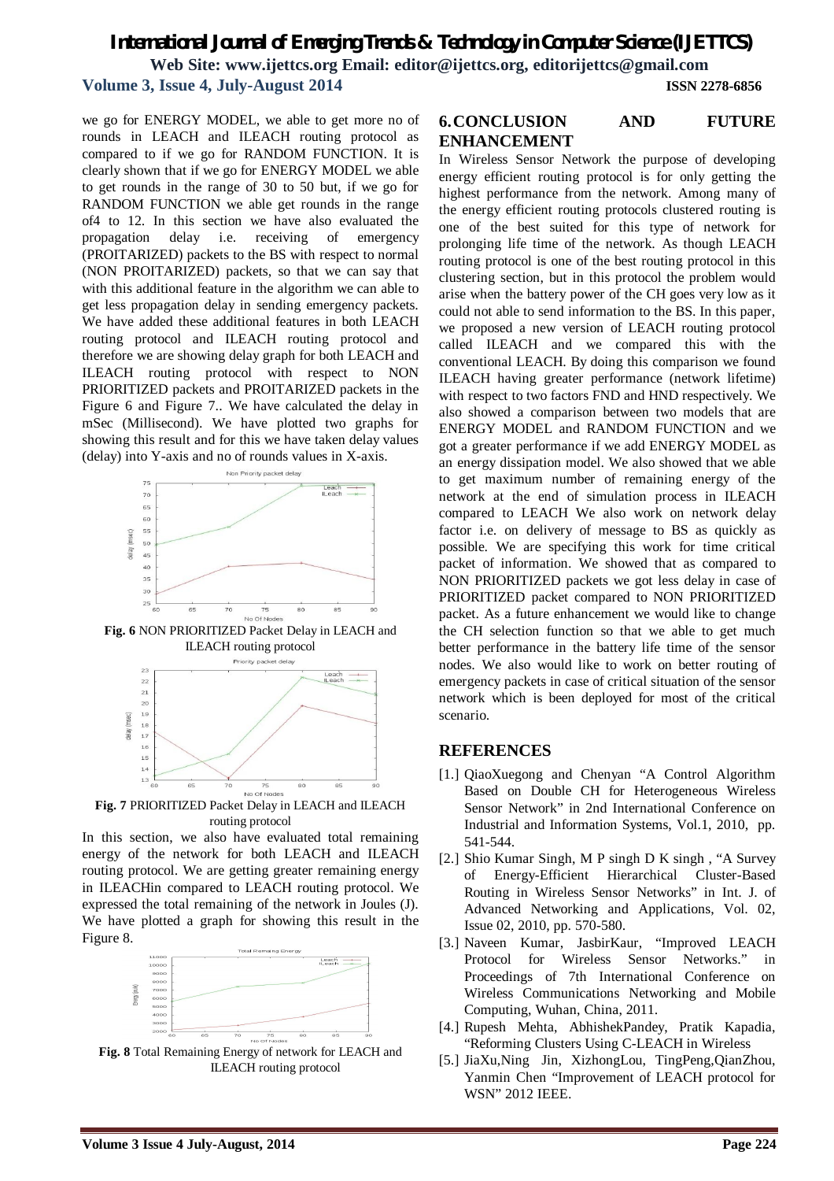we go for ENERGY MODEL, we able to get more no of rounds in LEACH and ILEACH routing protocol as compared to if we go for RANDOM FUNCTION. It is clearly shown that if we go for ENERGY MODEL we able to get rounds in the range of 30 to 50 but, if we go for RANDOM FUNCTION we able get rounds in the range of4 to 12. In this section we have also evaluated the propagation delay i.e. receiving of emergency (PROITARIZED) packets to the BS with respect to normal (NON PROITARIZED) packets, so that we can say that with this additional feature in the algorithm we can able to get less propagation delay in sending emergency packets. We have added these additional features in both LEACH routing protocol and ILEACH routing protocol and therefore we are showing delay graph for both LEACH and ILEACH routing protocol with respect to NON PRIORITIZED packets and PROITARIZED packets in the Figure 6 and Figure 7.. We have calculated the delay in mSec (Millisecond). We have plotted two graphs for showing this result and for this we have taken delay values (delay) into Y-axis and no of rounds values in X-axis.

**Fig. 6** NON PRIORITIZED Packet Delay in LEACH and ILEACH routing protocol

**Fig. 7** PRIORITIZED Packet Delay in LEACH and ILEACH routing protocol

In this section, we also have evaluated total remaining energy of the network for both LEACH and ILEACH routing protocol. We are getting greater remaining energy in ILEACHin compared to LEACH routing protocol. We expressed the total remaining of the network in Joules (J). We have plotted a graph for showing this result in the Figure 8.

**Fig. 8** Total Remaining Energy of network for LEACH and ILEACH routing protocol

## 6. CONCLUSION AND FUTURE ENHANCEMENT

In Wireless Sensor Network the purpose of developing energy efficient routing protocol is for only getting the highest performance from the network. Among many of the energy efficient routing protocols clustered routing is one of the best suited for this type of network for prolonging life time of the network. As though LEACH routing protocol is one of the best routing protocol in this clustering section, but in this protocol the problem would arise when the battery power of the CH goes very low as it could not able to send information to the BS. In this paper, we proposed a new version of LEACH routing protocol called ILEACH and we compared this with the conventional LEACH. By doing this comparison we found ILEACH having greater performance (network lifetime) with respect to two factors FND and HND respectively. We also showed a comparison between two models that are ENERGY MODEL and RANDOM FUNCTION and we got a greater performance if we add ENERGY MODEL as an energy dissipation model. We also showed that we able to get maximum number of remaining energy of the network at the end of simulation process in ILEACH compared to LEACH We also work on network delay factor i.e. on delivery of message to BS as quickly as possible. We are specifying this work for time critical packet of information. We showed that as compared to NON PRIORITIZED packets we got less delay in case of PRIORITIZED packet compared to NON PRIORITIZED packet. As a future enhancement we would like to change the CH selection function so that we able to get much better performance in the battery life time of the sensor nodes. We also would like to work on better routing of emergency packets in case of critical situation of the sensor network which is been deployed for most of the critical scenario.

## REFERENCES

[1.] QiaoXuegong and Chenyan "A Control Algorithm Based on Double CH for Heterogeneous Wireless Sensor Network" in 2nd International Conference on Industrial and Information Systems, Vol.1, 2010, pp. 541-544.

[2.] Shio Kumar Singh, M P singh D K singh , "A Survey of Energy-Efficient Hierarchical Cluster-Based Routing in Wireless Sensor Networks" in Int. J. of Advanced Networking and Applications, Vol. 02, Issue 02, 2010, pp. 570-580.

[3.] Naveen Kumar, JasbirKaur, "Improved LEACH Protocol for Wireless Sensor Networks." in Proceedings of 7th International Conference on Wireless Communications Networking and Mobile Computing, Wuhan, China, 2011.

[4.] Rupesh Mehta, AbhishekPandey, Pratik Kapadia, "Reforming Clusters Using C-LEACH in Wireless

[5.] JiaXu,Ning Jin, XizhongLou, TingPeng,QianZhou, Yanmin Chen "Improvement of LEACH protocol for WSN" 2012 IEEE.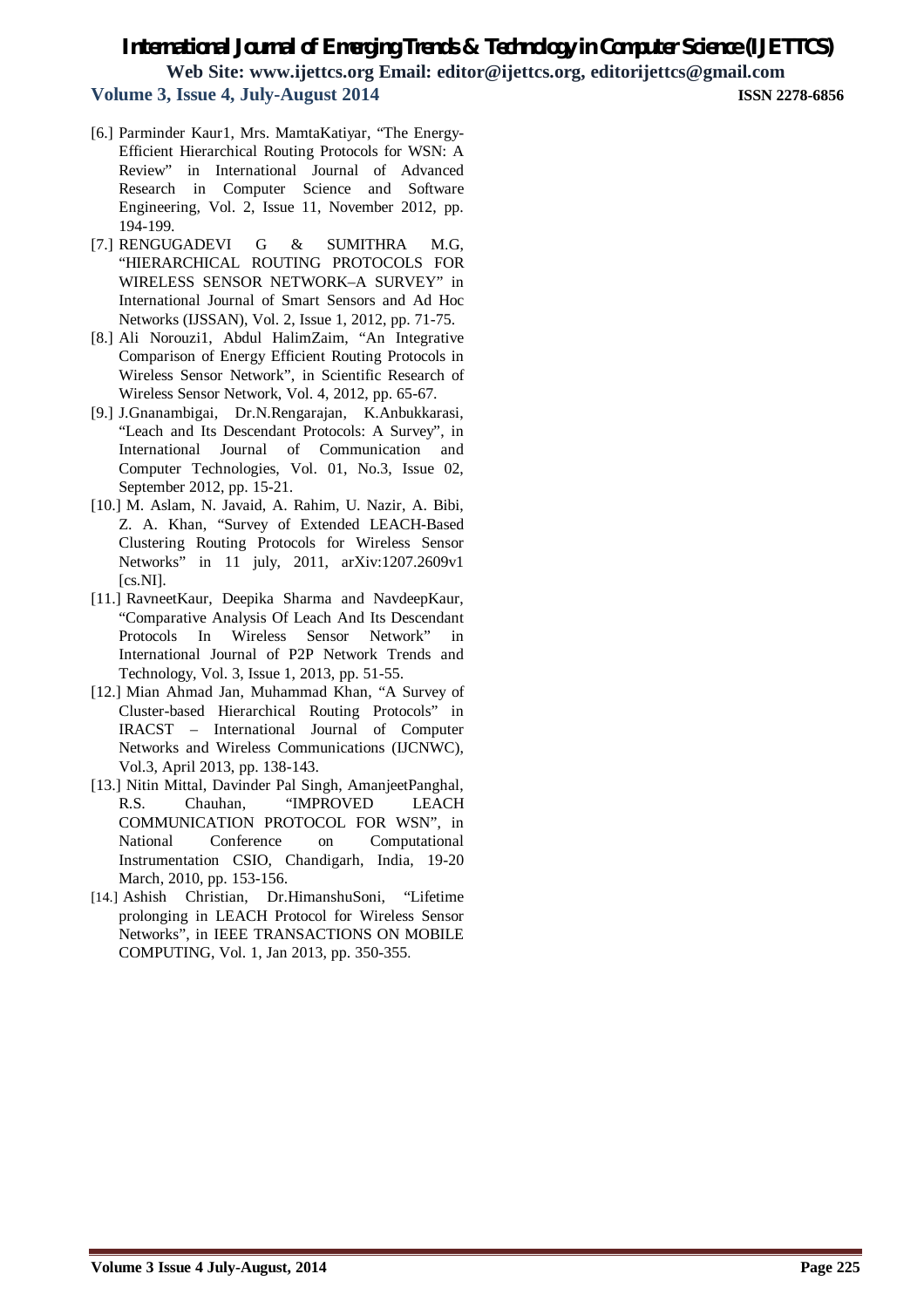[6.] Parminder Kaur1, Mrs. MamtaKatiyar, "The Energy-Efficient Hierarchical Routing Protocols for WSN: A Review" in International Journal of Advanced Research in Computer Science and Software Engineering, Vol. 2, Issue 11, November 2012, pp. 194-199.

[7.] RENGUGADEVI G & SUMITHRA M.G, "HIERARCHICAL ROUTING PROTOCOLS FOR WIRELESS SENSOR NETWORK–A SURVEY" in International Journal of Smart Sensors and Ad Hoc Networks (IJSSAN), Vol. 2, Issue 1, 2012, pp. 71-75.

[8.] Ali Norouzi1, Abdul HalimZaim, "An Integrative Comparison of Energy Efficient Routing Protocols in Wireless Sensor Network", in Scientific Research of Wireless Sensor Network, Vol. 4, 2012, pp. 65-67.

[9.] J.Gnanambigai, Dr.N.Rengarajan, K.Anbukkarasi, "Leach and Its Descendant Protocols: A Survey", in International Journal of Communication and Computer Technologies, Vol. 01, No.3, Issue 02, September 2012, pp. 15-21.

[10.] M. Aslam, N. Javaid, A. Rahim, U. Nazir, A. Bibi, Z. A. Khan, "Survey of Extended LEACH-Based Clustering Routing Protocols for Wireless Sensor Networks" in 11 july, 2011, arXiv:1207.2609v1 [cs.NI].

[11.] RavneetKaur, Deepika Sharma and NavdeepKaur, "Comparative Analysis Of Leach And Its Descendant Protocols In Wireless Sensor Network" in International Journal of P2P Network Trends and Technology, Vol. 3, Issue 1, 2013, pp. 51-55.

[12.] Mian Ahmad Jan, Muhammad Khan, "A Survey of Cluster-based Hierarchical Routing Protocols" in IRACST – International Journal of Computer Networks and Wireless Communications (IJCNWC), Vol.3, April 2013, pp. 138-143.

[13.] Nitin Mittal, Davinder Pal Singh, AmanjeetPanghal, R.S. Chauhan, "IMPROVED LEACH COMMUNICATION PROTOCOL FOR WSN", in National Conference on Computational Instrumentation CSIO, Chandigarh, India, 19-20 March, 2010, pp. 153-156.

[14.] Ashish Christian, Dr.HimanshuSoni, "Lifetime prolonging in LEACH Protocol for Wireless Sensor Networks", in IEEE TRANSACTIONS ON MOBILE COMPUTING, Vol. 1, Jan 2013, pp. 350-355.